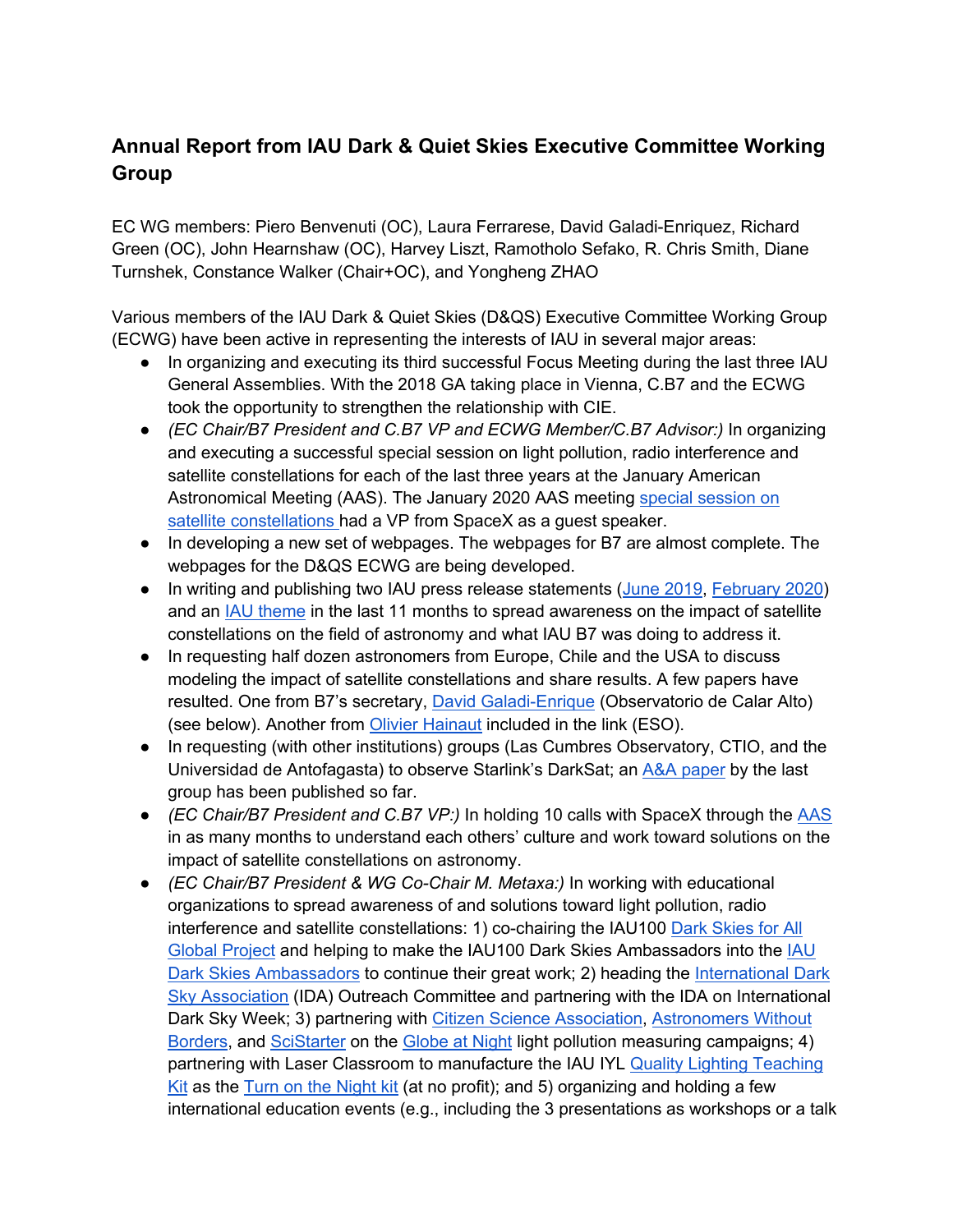## Annual Report from IAU Dark & Quiet Skies Executive Committee Working Group

EC WG members: Piero Benvenuti (OC), Laura Ferrarese, David Galadi-Enriquez, Richard Green (OC), John Hearnshaw (OC), Harvey Liszt, Ramotholo Sefako, R. Chris Smith, Diane Turnshek, Constance Walker (Chair+OC), and Yongheng ZHAO

Various members of the IAU Dark & Quiet Skies (D&QS) Executive Committee Working Group (ECWG) have been active in representing the interests of IAU in several major areas:

- In organizing and executing its third successful Focus Meeting during the last three IAU General Assemblies. With the 2018 GA taking place in Vienna, C.B7 and the ECWG took the opportunity to strengthen the relationship with CIE.
- *(EC Chair/B7 President and C.B7 VP and ECWG Member/C.B7 Advisor:)* In organizing and executing a successful special session on light pollution, radio interference and satellite constellations for each of the last three years at the January American Astronomical Meeting (AAS). The January 2020 AAS meeting special session on satellite constellations had a VP from SpaceX as a guest speaker.
- In developing a new set of webpages. The webpages for B7 are almost complete. The webpages for the D&QS ECWG are being developed.
- In writing and publishing two IAU press release statements (June 2019, February 2020) and an IAU theme in the last 11 months to spread awareness on the impact of satellite constellations on the field of astronomy and what IAU B7 was doing to address it.
- In requesting half dozen astronomers from Europe, Chile and the USA to discuss modeling the impact of satellite constellations and share results. A few papers have resulted. One from B7's secretary, David Galadi-Enrique (Observatorio de Calar Alto) (see below). Another from Olivier Hainaut included in the link (ESO).
- In requesting (with other institutions) groups (Las Cumbres Observatory, CTIO, and the Universidad de Antofagasta) to observe Starlink's DarkSat; an A&A paper by the last group has been published so far.
- *(EC Chair/B7 President and C.B7 VP:)* In holding 10 calls with SpaceX through the AAS in as many months to understand each others' culture and work toward solutions on the impact of satellite constellations on astronomy.
- *(EC Chair/B7 President & WG Co-Chair M. Metaxa:)* In working with educational organizations to spread awareness of and solutions toward light pollution, radio interference and satellite constellations: 1) co-chairing the IAU100 Dark Skies for All Global Project and helping to make the IAU100 Dark Skies Ambassadors into the IAU Dark Skies Ambassadors to continue their great work; 2) heading the International Dark Sky Association (IDA) Outreach Committee and partnering with the IDA on International Dark Sky Week; 3) partnering with Citizen Science Association, Astronomers Without Borders, and SciStarter on the Globe at Night light pollution measuring campaigns; 4) partnering with Laser Classroom to manufacture the IAU IYL Quality Lighting Teaching Kit as the Turn on the Night kit (at no profit); and 5) organizing and holding a few international education events (e.g., including the 3 presentations as workshops or a talk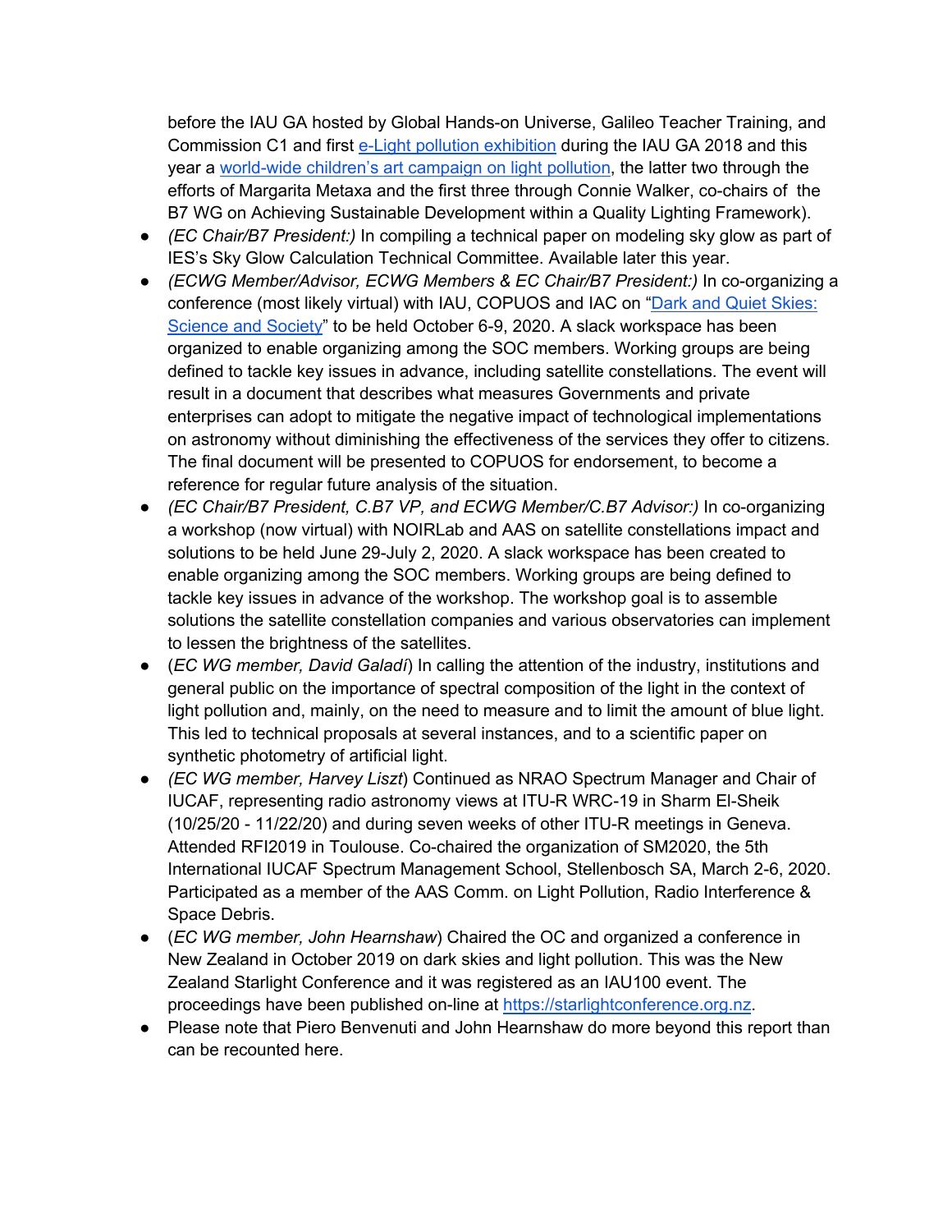before the IAU GA hosted by Global Hands-on Universe, Galileo Teacher Training, and Commission C1 and first [e-Light pollution exhibition](#) during the IAU GA 2018 and this year a [world-wide children's art campaign on light pollution](#), the latter two through the efforts of Margarita Metaxa and the first three through Connie Walker, co-chairs of the B7 WG on Achieving Sustainable Development within a Quality Lighting Framework).

- *(EC Chair/B7 President:)* In compiling a technical paper on modeling sky glow as part of IES's Sky Glow Calculation Technical Committee. Available later this year.
- *(ECWG Member/Advisor, ECWG Members & EC Chair/B7 President:)* In co-organizing a conference (most likely virtual) with IAU, COPUOS and IAC on "[Dark and Quiet Skies: Science and Society](#)" to be held October 6-9, 2020. A slack workspace has been organized to enable organizing among the SOC members. Working groups are being defined to tackle key issues in advance, including satellite constellations. The event will result in a document that describes what measures Governments and private enterprises can adopt to mitigate the negative impact of technological implementations on astronomy without diminishing the effectiveness of the services they offer to citizens. The final document will be presented to COPUOS for endorsement, to become a reference for regular future analysis of the situation.
- *(EC Chair/B7 President, C.B7 VP, and ECWG Member/C.B7 Advisor:)* In co-organizing a workshop (now virtual) with NOIRLab and AAS on satellite constellations impact and solutions to be held June 29-July 2, 2020. A slack workspace has been created to enable organizing among the SOC members. Working groups are being defined to tackle key issues in advance of the workshop. The workshop goal is to assemble solutions the satellite constellation companies and various observatories can implement to lessen the brightness of the satellites.
- (*EC WG member, David Galadí*) In calling the attention of the industry, institutions and general public on the importance of spectral composition of the light in the context of light pollution and, mainly, on the need to measure and to limit the amount of blue light. This led to technical proposals at several instances, and to a scientific paper on synthetic photometry of artificial light.
- *(EC WG member, Harvey Liszt)* Continued as NRAO Spectrum Manager and Chair of IUCAF, representing radio astronomy views at ITU-R WRC-19 in Sharm El-Sheik (10/25/20 - 11/22/20) and during seven weeks of other ITU-R meetings in Geneva. Attended RFI2019 in Toulouse. Co-chaired the organization of SM2020, the 5th International IUCAF Spectrum Management School, Stellenbosch SA, March 2-6, 2020. Participated as a member of the AAS Comm. on Light Pollution, Radio Interference & Space Debris.
- (*EC WG member, John Hearnshaw*) Chaired the OC and organized a conference in New Zealand in October 2019 on dark skies and light pollution. This was the New Zealand Starlight Conference and it was registered as an IAU100 event. The proceedings have been published on-line at [https://starlightconference.org.nz](https://starlightconference.org.nz).
- Please note that Piero Benvenuti and John Hearnshaw do more beyond this report than can be recounted here.